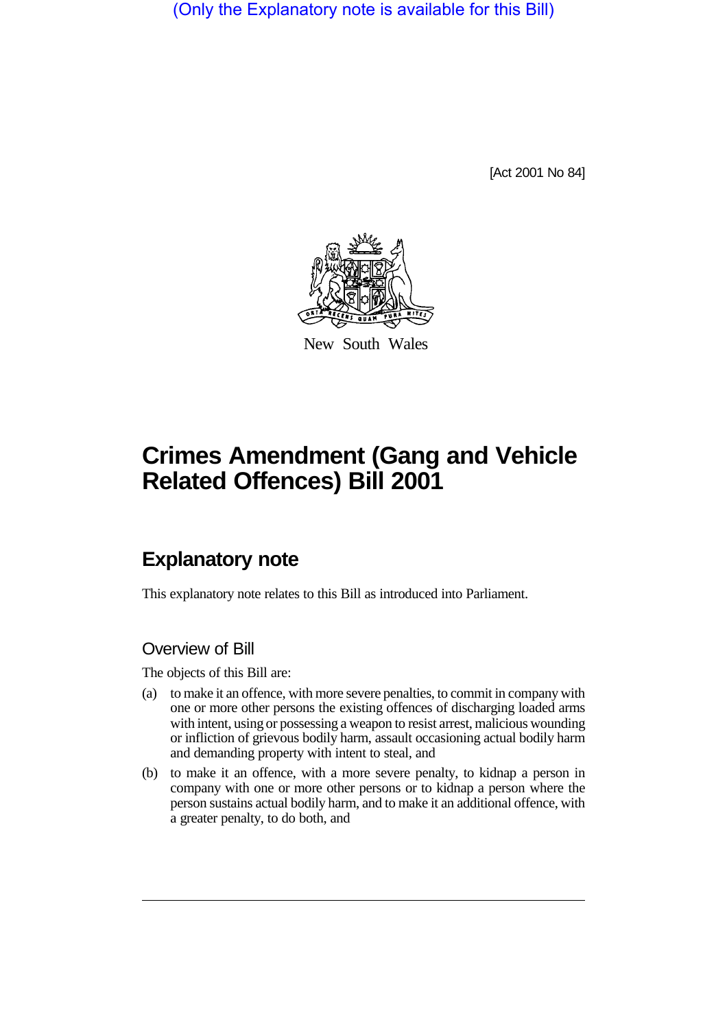(Only the Explanatory note is available for this Bill)

[Act 2001 No 84]

New South Wales

# Crimes Amendment (Gang and Vehicle Related Offences) Bill 2001

## Explanatory note

This explanatory note relates to this Bill as introduced into Parliament.

### Overview of Bill

The objects of this Bill are:

(a) to make it an offence, with more severe penalties, to commit in company with one or more other persons the existing offences of discharging loaded arms with intent, using or possessing a weapon to resist arrest, malicious wounding or infliction of grievous bodily harm, assault occasioning actual bodily harm and demanding property with intent to steal, and

(b) to make it an offence, with a more severe penalty, to kidnap a person in company with one or more other persons or to kidnap a person where the person sustains actual bodily harm, and to make it an additional offence, with a greater penalty, to do both, and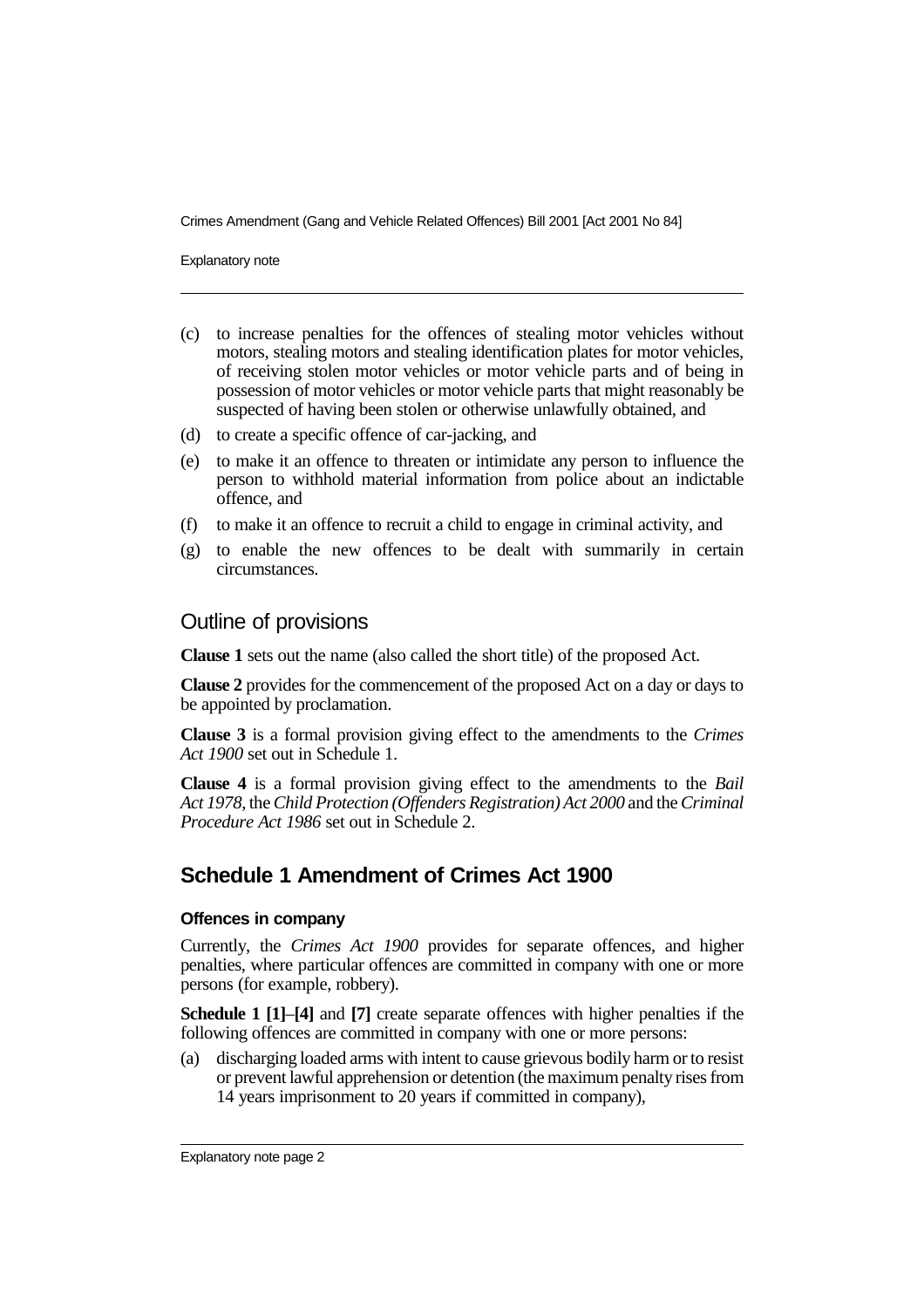(c) to increase penalties for the offences of stealing motor vehicles without motors, stealing motors and stealing identification plates for motor vehicles, of receiving stolen motor vehicles or motor vehicle parts and of being in possession of motor vehicles or motor vehicle parts that might reasonably be suspected of having been stolen or otherwise unlawfully obtained, and

(d) to create a specific offence of car-jacking, and

(e) to make it an offence to threaten or intimidate any person to influence the person to withhold material information from police about an indictable offence, and

(f) to make it an offence to recruit a child to engage in criminal activity, and

(g) to enable the new offences to be dealt with summarily in certain circumstances.

## Outline of provisions

**Clause 1** sets out the name (also called the short title) of the proposed Act.

**Clause 2** provides for the commencement of the proposed Act on a day or days to be appointed by proclamation.

**Clause 3** is a formal provision giving effect to the amendments to the *Crimes Act 1900* set out in Schedule 1.

**Clause 4** is a formal provision giving effect to the amendments to the *Bail Act 1978*, the *Child Protection (Offenders Registration) Act 2000* and the *Criminal Procedure Act 1986* set out in Schedule 2.

## Schedule 1 Amendment of Crimes Act 1900

#### Offences in company

Currently, the *Crimes Act 1900* provides for separate offences, and higher penalties, where particular offences are committed in company with one or more persons (for example, robbery).

**Schedule 1 [1]**–**[4]** and **[7]** create separate offences with higher penalties if the following offences are committed in company with one or more persons:

(a) discharging loaded arms with intent to cause grievous bodily harm or to resist or prevent lawful apprehension or detention (the maximum penalty rises from 14 years imprisonment to 20 years if committed in company),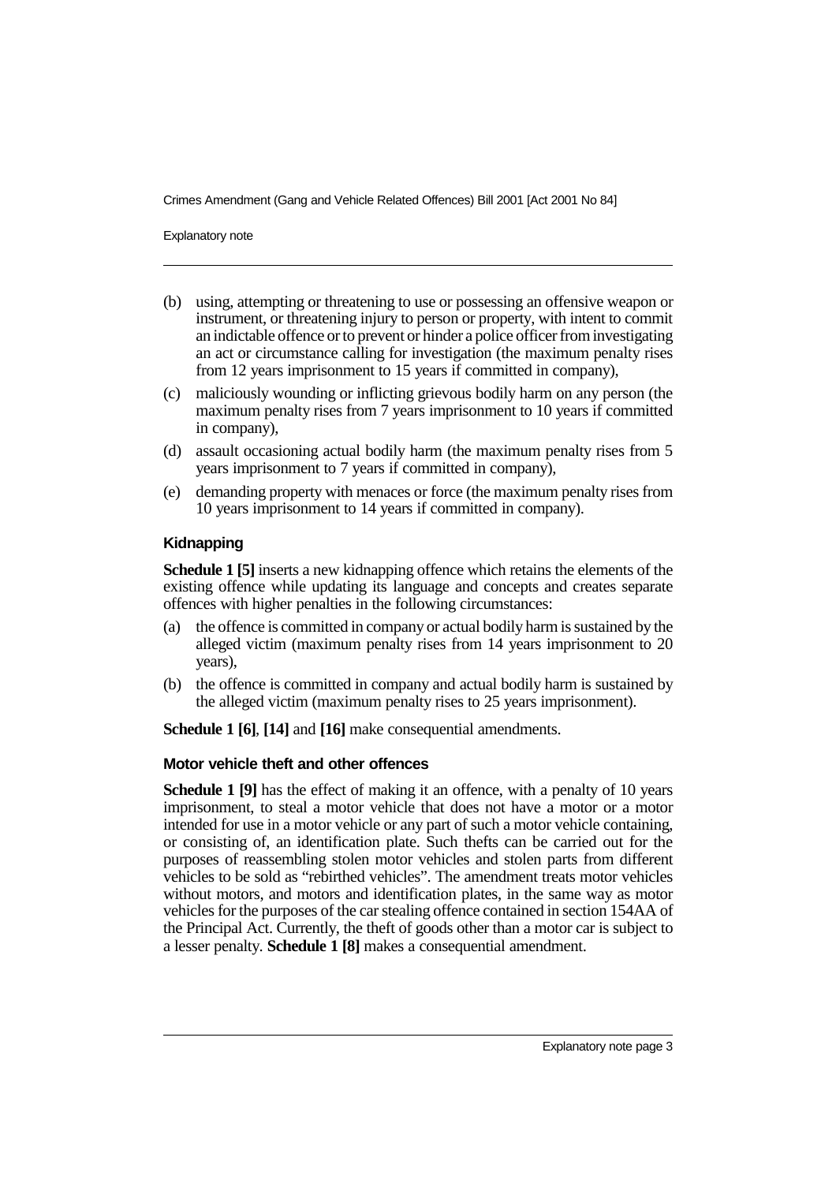(b) using, attempting or threatening to use or possessing an offensive weapon or instrument, or threatening injury to person or property, with intent to commit an indictable offence or to prevent or hinder a police officer from investigating an act or circumstance calling for investigation (the maximum penalty rises from 12 years imprisonment to 15 years if committed in company),

(c) maliciously wounding or inflicting grievous bodily harm on any person (the maximum penalty rises from 7 years imprisonment to 10 years if committed in company),

(d) assault occasioning actual bodily harm (the maximum penalty rises from 5 years imprisonment to 7 years if committed in company),

(e) demanding property with menaces or force (the maximum penalty rises from 10 years imprisonment to 14 years if committed in company).

#### Kidnapping

**Schedule 1 [5]** inserts a new kidnapping offence which retains the elements of the existing offence while updating its language and concepts and creates separate offences with higher penalties in the following circumstances:

(a) the offence is committed in company or actual bodily harm is sustained by the alleged victim (maximum penalty rises from 14 years imprisonment to 20 years),

(b) the offence is committed in company and actual bodily harm is sustained by the alleged victim (maximum penalty rises to 25 years imprisonment).

**Schedule 1 [6]**, **[14]** and **[16]** make consequential amendments.

#### Motor vehicle theft and other offences

**Schedule 1 [9]** has the effect of making it an offence, with a penalty of 10 years imprisonment, to steal a motor vehicle that does not have a motor or a motor intended for use in a motor vehicle or any part of such a motor vehicle containing, or consisting of, an identification plate. Such thefts can be carried out for the purposes of reassembling stolen motor vehicles and stolen parts from different vehicles to be sold as "rebirthed vehicles". The amendment treats motor vehicles without motors, and motors and identification plates, in the same way as motor vehicles for the purposes of the car stealing offence contained in section 154AA of the Principal Act. Currently, the theft of goods other than a motor car is subject to a lesser penalty. **Schedule 1 [8]** makes a consequential amendment.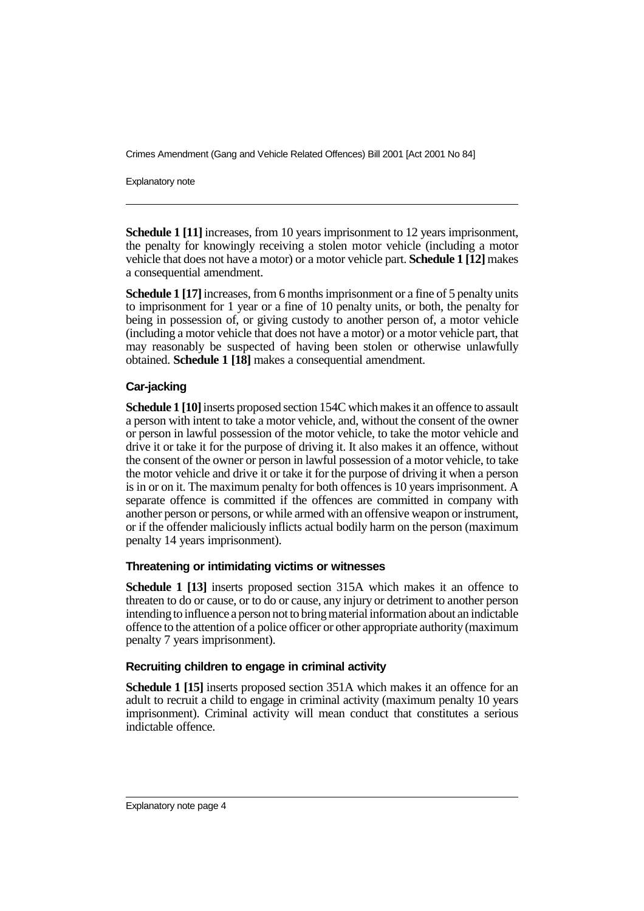**Schedule 1 [11]** increases, from 10 years imprisonment to 12 years imprisonment, the penalty for knowingly receiving a stolen motor vehicle (including a motor vehicle that does not have a motor) or a motor vehicle part. **Schedule 1 [12]** makes a consequential amendment.

**Schedule 1 [17]** increases, from 6 months imprisonment or a fine of 5 penalty units to imprisonment for 1 year or a fine of 10 penalty units, or both, the penalty for being in possession of, or giving custody to another person of, a motor vehicle (including a motor vehicle that does not have a motor) or a motor vehicle part, that may reasonably be suspected of having been stolen or otherwise unlawfully obtained. **Schedule 1 [18]** makes a consequential amendment.

### Car-jacking

**Schedule 1 [10]** inserts proposed section 154C which makes it an offence to assault a person with intent to take a motor vehicle, and, without the consent of the owner or person in lawful possession of the motor vehicle, to take the motor vehicle and drive it or take it for the purpose of driving it. It also makes it an offence, without the consent of the owner or person in lawful possession of a motor vehicle, to take the motor vehicle and drive it or take it for the purpose of driving it when a person is in or on it. The maximum penalty for both offences is 10 years imprisonment. A separate offence is committed if the offences are committed in company with another person or persons, or while armed with an offensive weapon or instrument, or if the offender maliciously inflicts actual bodily harm on the person (maximum penalty 14 years imprisonment).

### Threatening or intimidating victims or witnesses

**Schedule 1 [13]** inserts proposed section 315A which makes it an offence to threaten to do or cause, or to do or cause, any injury or detriment to another person intending to influence a person not to bring material information about an indictable offence to the attention of a police officer or other appropriate authority (maximum penalty 7 years imprisonment).

### Recruiting children to engage in criminal activity

**Schedule 1 [15]** inserts proposed section 351A which makes it an offence for an adult to recruit a child to engage in criminal activity (maximum penalty 10 years imprisonment). Criminal activity will mean conduct that constitutes a serious indictable offence.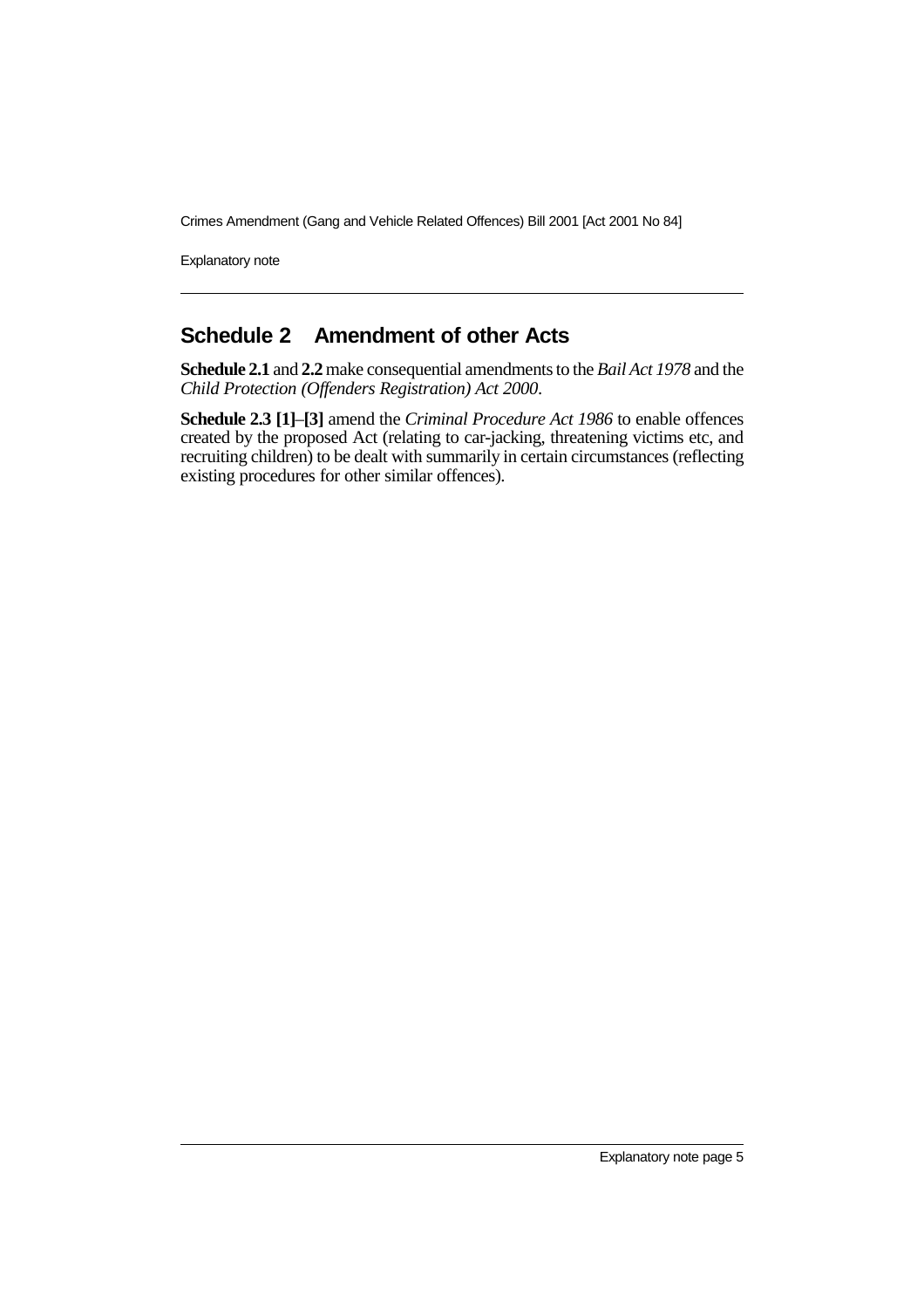## Schedule 2 Amendment of other Acts

**Schedule 2.1** and **2.2** make consequential amendments to the *Bail Act 1978* and the *Child Protection (Offenders Registration) Act 2000*.

**Schedule 2.3 [1]–[3]** amend the *Criminal Procedure Act 1986* to enable offences created by the proposed Act (relating to car-jacking, threatening victims etc, and recruiting children) to be dealt with summarily in certain circumstances (reflecting existing procedures for other similar offences).